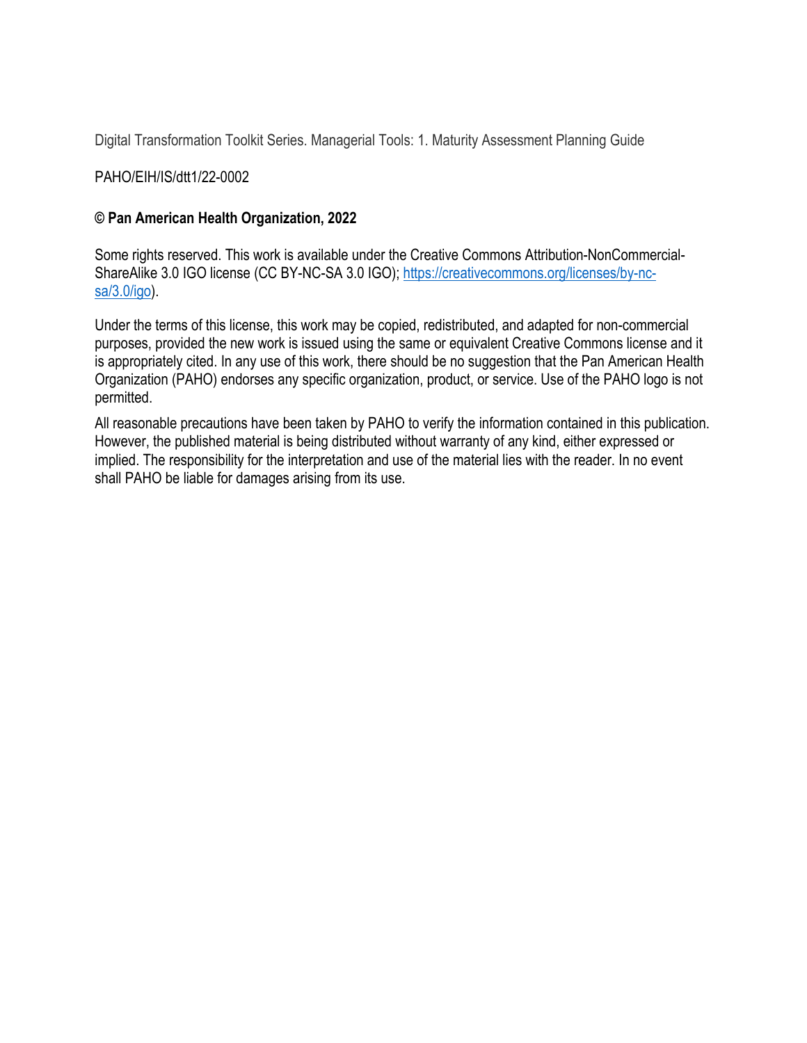Digital Transformation Toolkit Series. Managerial Tools: 1. Maturity Assessment Planning Guide

PAHO/EIH/IS/dtt1/22-0002

**© Pan American Health Organization, 2022**

Some rights reserved. This work is available under the Creative Commons Attribution-NonCommercial-ShareAlike 3.0 IGO license (CC BY-NC-SA 3.0 IGO); [https://creativecommons.org/licenses/by-nc-sa/3.0/igo](https://creativecommons.org/licenses/by-nc-sa/3.0/igo)).

Under the terms of this license, this work may be copied, redistributed, and adapted for non-commercial purposes, provided the new work is issued using the same or equivalent Creative Commons license and it is appropriately cited. In any use of this work, there should be no suggestion that the Pan American Health Organization (PAHO) endorses any specific organization, product, or service. Use of the PAHO logo is not permitted.

All reasonable precautions have been taken by PAHO to verify the information contained in this publication. However, the published material is being distributed without warranty of any kind, either expressed or implied. The responsibility for the interpretation and use of the material lies with the reader. In no event shall PAHO be liable for damages arising from its use.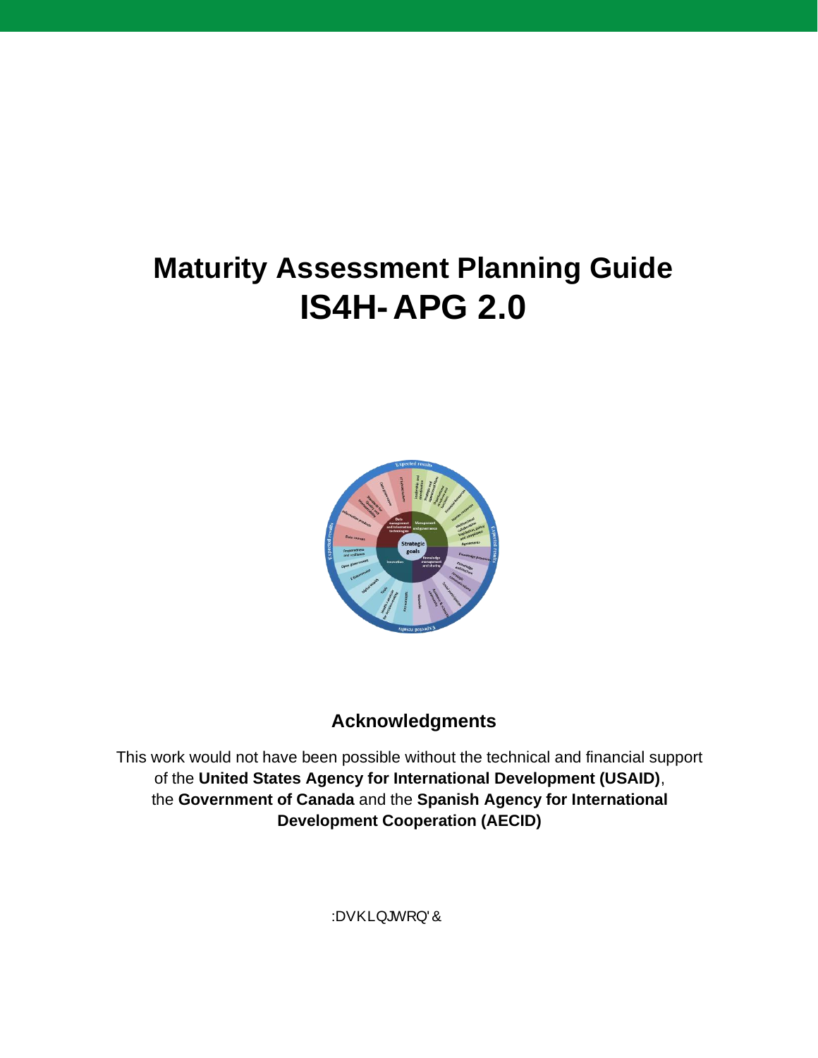# Maturity Assessment Planning Guide
# IS4H- APG 2.0

## Acknowledgments

This work would not have been possible without the technical and financial support of the **United States Agency for International Development (USAID)**, the **Government of Canada** and the **Spanish Agency for International Development Cooperation (AECID)**

:DVKLQJWRQ'&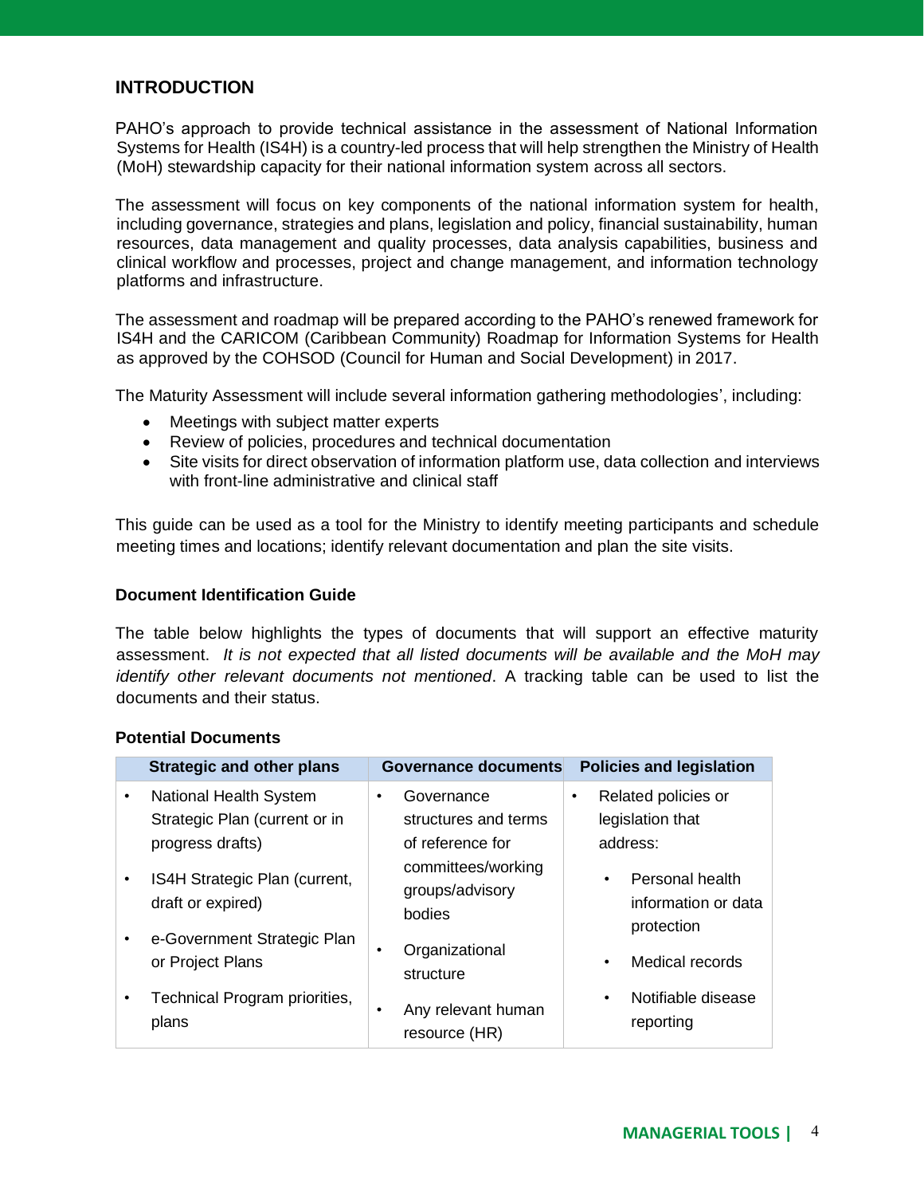## INTRODUCTION

PAHO's approach to provide technical assistance in the assessment of National Information Systems for Health (IS4H) is a country-led process that will help strengthen the Ministry of Health (MoH) stewardship capacity for their national information system across all sectors.

The assessment will focus on key components of the national information system for health, including governance, strategies and plans, legislation and policy, financial sustainability, human resources, data management and quality processes, data analysis capabilities, business and clinical workflow and processes, project and change management, and information technology platforms and infrastructure.

The assessment and roadmap will be prepared according to the PAHO's renewed framework for IS4H and the CARICOM (Caribbean Community) Roadmap for Information Systems for Health as approved by the COHSOD (Council for Human and Social Development) in 2017.

The Maturity Assessment will include several information gathering methodologies', including:

- Meetings with subject matter experts
- Review of policies, procedures and technical documentation
- Site visits for direct observation of information platform use, data collection and interviews with front-line administrative and clinical staff

This guide can be used as a tool for the Ministry to identify meeting participants and schedule meeting times and locations; identify relevant documentation and plan the site visits.

### Document Identification Guide

The table below highlights the types of documents that will support an effective maturity assessment. *It is not expected that all listed documents will be available and the MoH may identify other relevant documents not mentioned*. A tracking table can be used to list the documents and their status.

### Potential Documents

| Strategic and other plans | Governance documents | Policies and legislation |
|---|---|---|
| • National Health System Strategic Plan (current or in progress drafts)<br>• IS4H Strategic Plan (current, draft or expired)<br>• e-Government Strategic Plan or Project Plans<br>• Technical Program priorities, plans | • Governance structures and terms of reference for committees/working groups/advisory bodies<br>• Organizational structure<br>• Any relevant human resource (HR) | • Related policies or legislation that address:<br>  • Personal health information or data protection<br>  • Medical records<br>  • Notifiable disease reporting |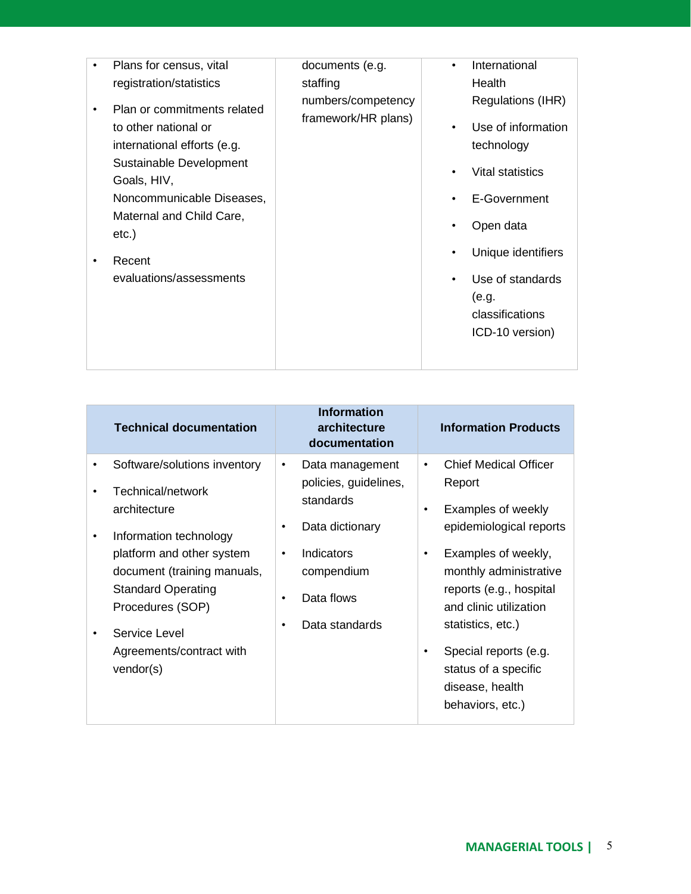| | | |
|---|---|---|
| • Plans for census, vital registration/statistics<br>• Plan or commitments related to other national or international efforts (e.g. Sustainable Development Goals, HIV, Noncommunicable Diseases, Maternal and Child Care, etc.)<br>• Recent evaluations/assessments | documents (e.g. staffing numbers/competency framework/HR plans) | • International Health Regulations (IHR)<br>• Use of information technology<br>• Vital statistics<br>• E-Government<br>• Open data<br>• Unique identifiers<br>• Use of standards (e.g. classifications ICD-10 version) |

| Technical documentation | Information architecture documentation | Information Products |
|---|---|---|
| • Software/solutions inventory<br>• Technical/network architecture<br>• Information technology platform and other system document (training manuals, Standard Operating Procedures (SOP)<br>• Service Level Agreements/contract with vendor(s) | • Data management policies, guidelines, standards<br>• Data dictionary<br>• Indicators compendium<br>• Data flows<br>• Data standards | • Chief Medical Officer Report<br>• Examples of weekly epidemiological reports<br>• Examples of weekly, monthly administrative reports (e.g., hospital and clinic utilization statistics, etc.)<br>• Special reports (e.g. status of a specific disease, health behaviors, etc.) |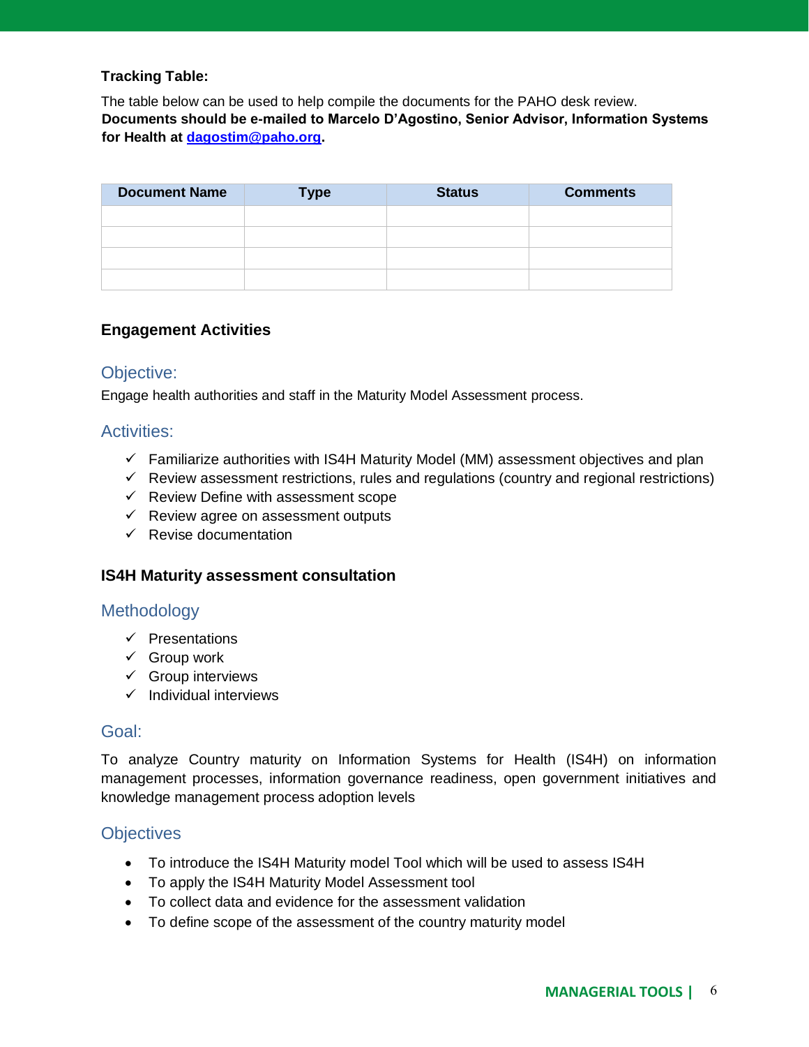**Tracking Table:**

The table below can be used to help compile the documents for the PAHO desk review. **Documents should be e-mailed to Marcelo D'Agostino, Senior Advisor, Information Systems for Health at dagostim@paho.org.**

| Document Name | Type | Status | Comments |
|---|---|---|---|
| | | | |
| | | | |
| | | | |
| | | | |

### Engagement Activities

#### Objective:

Engage health authorities and staff in the Maturity Model Assessment process.

#### Activities:

- ✓ Familiarize authorities with IS4H Maturity Model (MM) assessment objectives and plan
- ✓ Review assessment restrictions, rules and regulations (country and regional restrictions)
- ✓ Review Define with assessment scope
- ✓ Review agree on assessment outputs
- ✓ Revise documentation

### IS4H Maturity assessment consultation

#### Methodology

- ✓ Presentations
- ✓ Group work
- ✓ Group interviews
- ✓ Individual interviews

#### Goal:

To analyze Country maturity on Information Systems for Health (IS4H) on information management processes, information governance readiness, open government initiatives and knowledge management process adoption levels

#### Objectives

- To introduce the IS4H Maturity model Tool which will be used to assess IS4H
- To apply the IS4H Maturity Model Assessment tool
- To collect data and evidence for the assessment validation
- To define scope of the assessment of the country maturity model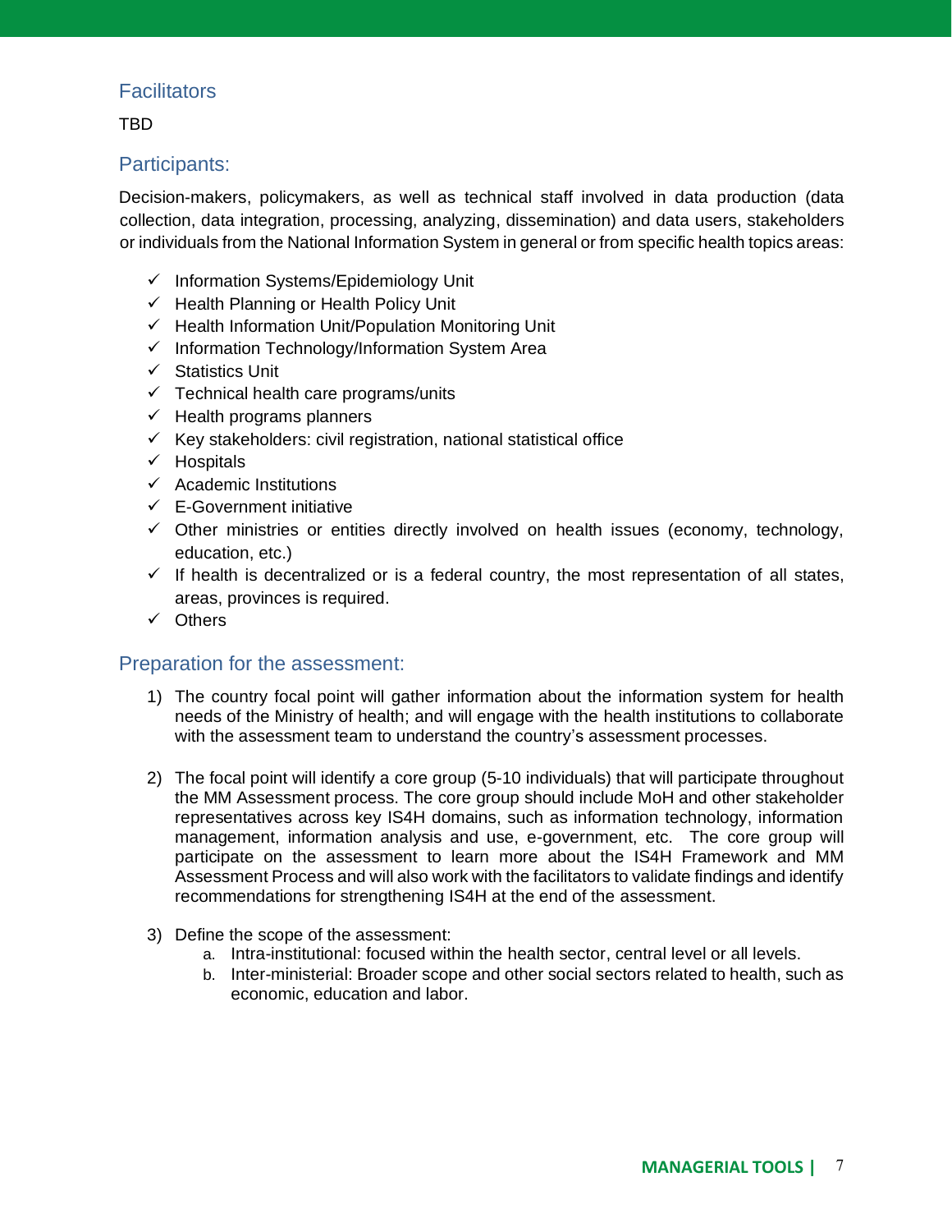## Facilitators

TBD

## Participants:

Decision-makers, policymakers, as well as technical staff involved in data production (data collection, data integration, processing, analyzing, dissemination) and data users, stakeholders or individuals from the National Information System in general or from specific health topics areas:

- ✓ Information Systems/Epidemiology Unit
- ✓ Health Planning or Health Policy Unit
- ✓ Health Information Unit/Population Monitoring Unit
- ✓ Information Technology/Information System Area
- ✓ Statistics Unit
- ✓ Technical health care programs/units
- ✓ Health programs planners
- ✓ Key stakeholders: civil registration, national statistical office
- ✓ Hospitals
- ✓ Academic Institutions
- ✓ E-Government initiative
- ✓ Other ministries or entities directly involved on health issues (economy, technology, education, etc.)
- ✓ If health is decentralized or is a federal country, the most representation of all states, areas, provinces is required.
- ✓ Others

## Preparation for the assessment:

1) The country focal point will gather information about the information system for health needs of the Ministry of health; and will engage with the health institutions to collaborate with the assessment team to understand the country's assessment processes.

2) The focal point will identify a core group (5-10 individuals) that will participate throughout the MM Assessment process. The core group should include MoH and other stakeholder representatives across key IS4H domains, such as information technology, information management, information analysis and use, e-government, etc. The core group will participate on the assessment to learn more about the IS4H Framework and MM Assessment Process and will also work with the facilitators to validate findings and identify recommendations for strengthening IS4H at the end of the assessment.

3) Define the scope of the assessment:
   a. Intra-institutional: focused within the health sector, central level or all levels.
   b. Inter-ministerial: Broader scope and other social sectors related to health, such as economic, education and labor.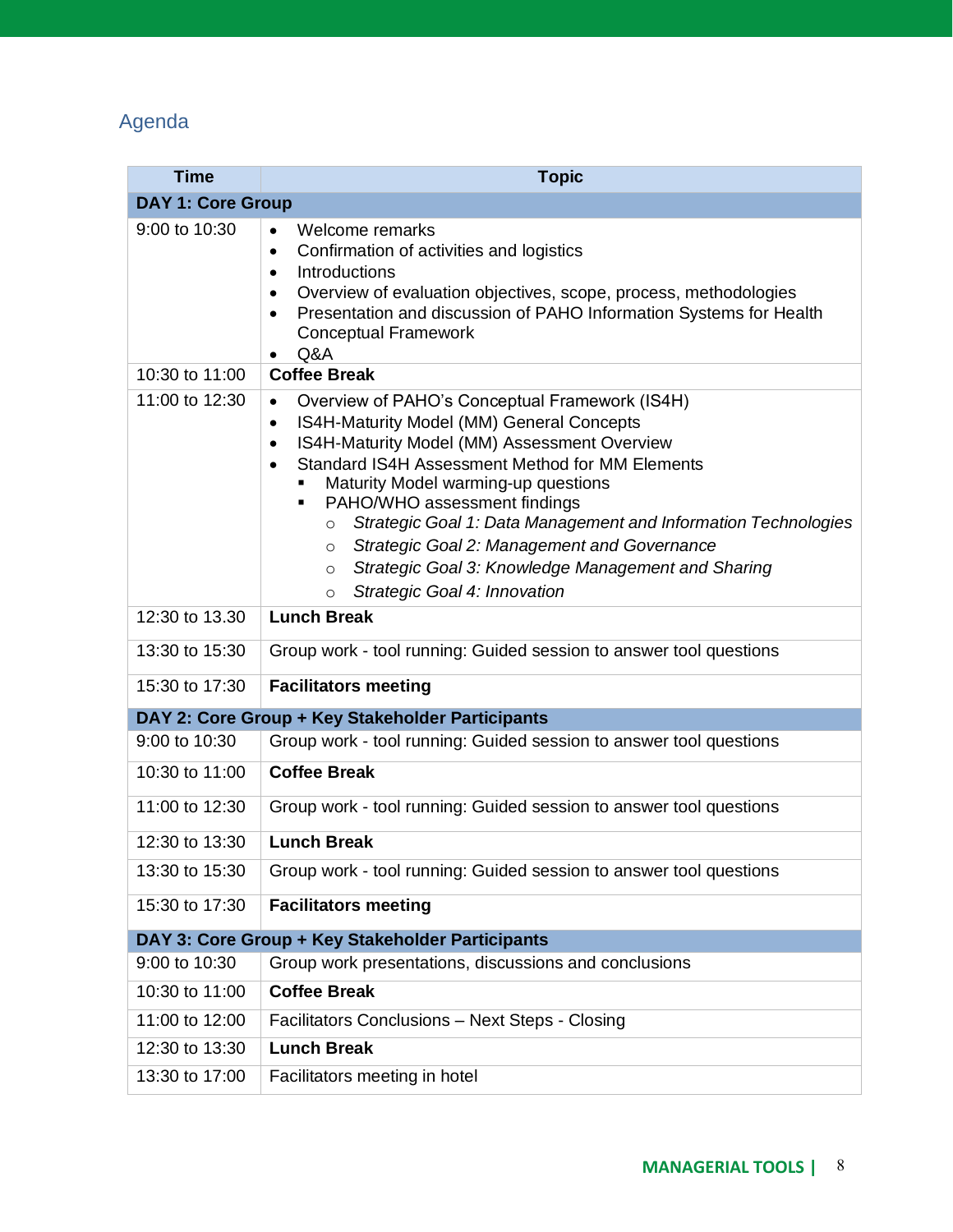## Agenda

| Time | Topic |
| --- | --- |
| **DAY 1: Core Group** | |
| 9:00 to 10:30 | • Welcome remarks<br>• Confirmation of activities and logistics<br>• Introductions<br>• Overview of evaluation objectives, scope, process, methodologies<br>• Presentation and discussion of PAHO Information Systems for Health Conceptual Framework<br>• Q&A |
| 10:30 to 11:00 | **Coffee Break** |
| 11:00 to 12:30 | • Overview of PAHO's Conceptual Framework (IS4H)<br>• IS4H-Maturity Model (MM) General Concepts<br>• IS4H-Maturity Model (MM) Assessment Overview<br>• Standard IS4H Assessment Method for MM Elements<br>&nbsp;&nbsp;▪ Maturity Model warming-up questions<br>&nbsp;&nbsp;▪ PAHO/WHO assessment findings<br>&nbsp;&nbsp;&nbsp;&nbsp;○ *Strategic Goal 1: Data Management and Information Technologies*<br>&nbsp;&nbsp;&nbsp;&nbsp;○ *Strategic Goal 2: Management and Governance*<br>&nbsp;&nbsp;&nbsp;&nbsp;○ *Strategic Goal 3: Knowledge Management and Sharing*<br>&nbsp;&nbsp;&nbsp;&nbsp;○ *Strategic Goal 4: Innovation* |
| 12:30 to 13.30 | **Lunch Break** |
| 13:30 to 15:30 | Group work - tool running: Guided session to answer tool questions |
| 15:30 to 17:30 | **Facilitators meeting** |
| **DAY 2: Core Group + Key Stakeholder Participants** | |
| 9:00 to 10:30 | Group work - tool running: Guided session to answer tool questions |
| 10:30 to 11:00 | **Coffee Break** |
| 11:00 to 12:30 | Group work - tool running: Guided session to answer tool questions |
| 12:30 to 13:30 | **Lunch Break** |
| 13:30 to 15:30 | Group work - tool running: Guided session to answer tool questions |
| 15:30 to 17:30 | **Facilitators meeting** |
| **DAY 3: Core Group + Key Stakeholder Participants** | |
| 9:00 to 10:30 | Group work presentations, discussions and conclusions |
| 10:30 to 11:00 | **Coffee Break** |
| 11:00 to 12:00 | Facilitators Conclusions – Next Steps - Closing |
| 12:30 to 13:30 | **Lunch Break** |
| 13:30 to 17:00 | Facilitators meeting in hotel |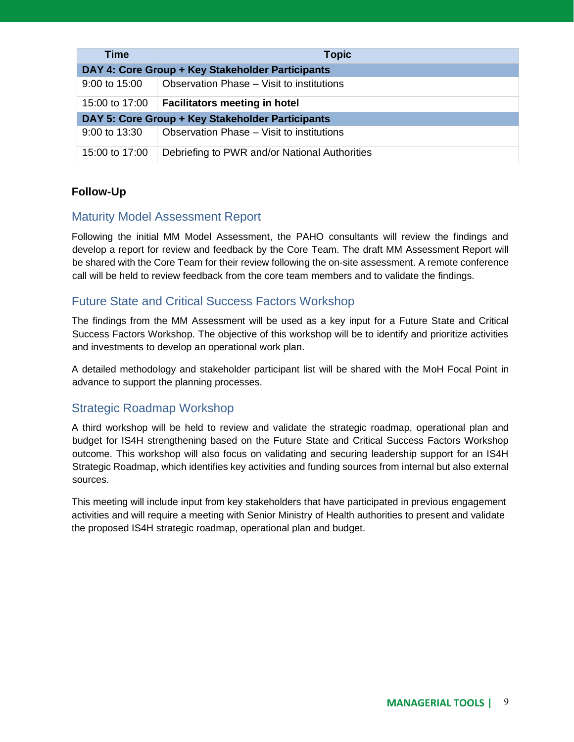| Time | Topic |
|---|---|
| **DAY 4: Core Group + Key Stakeholder Participants** | |
| 9:00 to 15:00 | Observation Phase – Visit to institutions |
| 15:00 to 17:00 | **Facilitators meeting in hotel** |
| **DAY 5: Core Group + Key Stakeholder Participants** | |
| 9:00 to 13:30 | Observation Phase – Visit to institutions |
| 15:00 to 17:00 | Debriefing to PWR and/or National Authorities |

**Follow-Up**

## Maturity Model Assessment Report

Following the initial MM Model Assessment, the PAHO consultants will review the findings and develop a report for review and feedback by the Core Team. The draft MM Assessment Report will be shared with the Core Team for their review following the on-site assessment. A remote conference call will be held to review feedback from the core team members and to validate the findings.

## Future State and Critical Success Factors Workshop

The findings from the MM Assessment will be used as a key input for a Future State and Critical Success Factors Workshop. The objective of this workshop will be to identify and prioritize activities and investments to develop an operational work plan.

A detailed methodology and stakeholder participant list will be shared with the MoH Focal Point in advance to support the planning processes.

## Strategic Roadmap Workshop

A third workshop will be held to review and validate the strategic roadmap, operational plan and budget for IS4H strengthening based on the Future State and Critical Success Factors Workshop outcome. This workshop will also focus on validating and securing leadership support for an IS4H Strategic Roadmap, which identifies key activities and funding sources from internal but also external sources.

This meeting will include input from key stakeholders that have participated in previous engagement activities and will require a meeting with Senior Ministry of Health authorities to present and validate the proposed IS4H strategic roadmap, operational plan and budget.